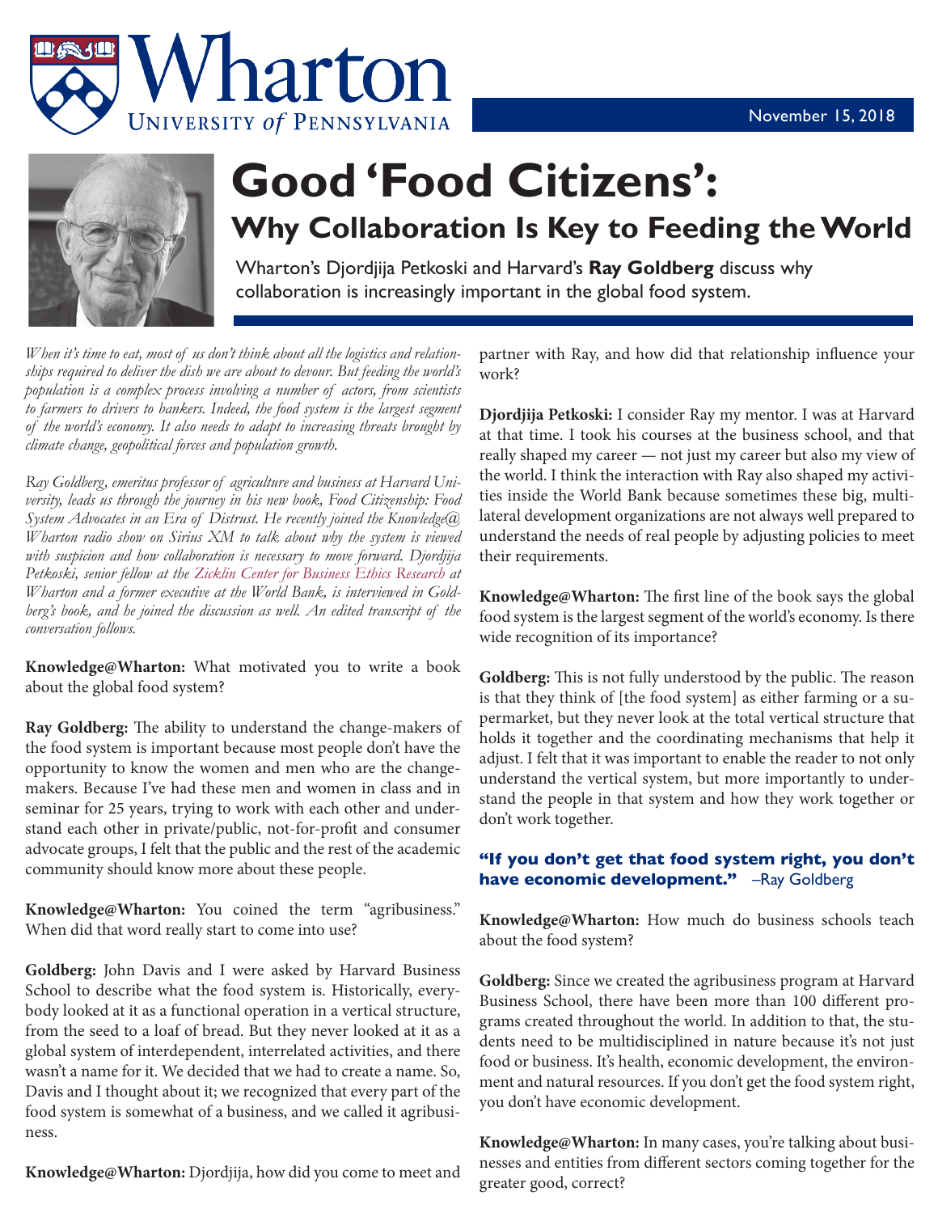Wharton
UNIVERSITY *of* PENNSYLVANIA

November 15, 2018

# Good 'Food Citizens':

## Why Collaboration Is Key to Feeding the World

Wharton's Djordjija Petkoski and Harvard's **Ray Goldberg** discuss why collaboration is increasingly important in the global food system.

*When it's time to eat, most of us don't think about all the logistics and relationships required to deliver the dish we are about to devour. But feeding the world's population is a complex process involving a number of actors, from scientists to farmers to drivers to bankers. Indeed, the food system is the largest segment of the world's economy. It also needs to adapt to increasing threats brought by climate change, geopolitical forces and population growth.*

*Ray Goldberg, emeritus professor of agriculture and business at Harvard University, leads us through the journey in his new book, Food Citizenship: Food System Advocates in an Era of Distrust. He recently joined the Knowledge@Wharton radio show on Sirius XM to talk about why the system is viewed with suspicion and how collaboration is necessary to move forward. Djordjija Petkoski, senior fellow at the Zicklin Center for Business Ethics Research at Wharton and a former executive at the World Bank, is interviewed in Goldberg's book, and he joined the discussion as well. An edited transcript of the conversation follows.*

**Knowledge@Wharton:** What motivated you to write a book about the global food system?

**Ray Goldberg:** The ability to understand the change-makers of the food system is important because most people don't have the opportunity to know the women and men who are the change-makers. Because I've had these men and women in class and in seminar for 25 years, trying to work with each other and understand each other in private/public, not-for-profit and consumer advocate groups, I felt that the public and the rest of the academic community should know more about these people.

**Knowledge@Wharton:** You coined the term "agribusiness." When did that word really start to come into use?

**Goldberg:** John Davis and I were asked by Harvard Business School to describe what the food system is. Historically, everybody looked at it as a functional operation in a vertical structure, from the seed to a loaf of bread. But they never looked at it as a global system of interdependent, interrelated activities, and there wasn't a name for it. We decided that we had to create a name. So, Davis and I thought about it; we recognized that every part of the food system is somewhat of a business, and we called it agribusiness.

**Knowledge@Wharton:** Djordjija, how did you come to meet and partner with Ray, and how did that relationship influence your work?

**Djordjija Petkoski:** I consider Ray my mentor. I was at Harvard at that time. I took his courses at the business school, and that really shaped my career — not just my career but also my view of the world. I think the interaction with Ray also shaped my activities inside the World Bank because sometimes these big, multilateral development organizations are not always well prepared to understand the needs of real people by adjusting policies to meet their requirements.

**Knowledge@Wharton:** The first line of the book says the global food system is the largest segment of the world's economy. Is there wide recognition of its importance?

**Goldberg:** This is not fully understood by the public. The reason is that they think of [the food system] as either farming or a supermarket, but they never look at the total vertical structure that holds it together and the coordinating mechanisms that help it adjust. I felt that it was important to enable the reader to not only understand the vertical system, but more importantly to understand the people in that system and how they work together or don't work together.

**"If you don't get that food system right, you don't have economic development."** –Ray Goldberg

**Knowledge@Wharton:** How much do business schools teach about the food system?

**Goldberg:** Since we created the agribusiness program at Harvard Business School, there have been more than 100 different programs created throughout the world. In addition to that, the students need to be multidisciplined in nature because it's not just food or business. It's health, economic development, the environment and natural resources. If you don't get the food system right, you don't have economic development.

**Knowledge@Wharton:** In many cases, you're talking about businesses and entities from different sectors coming together for the greater good, correct?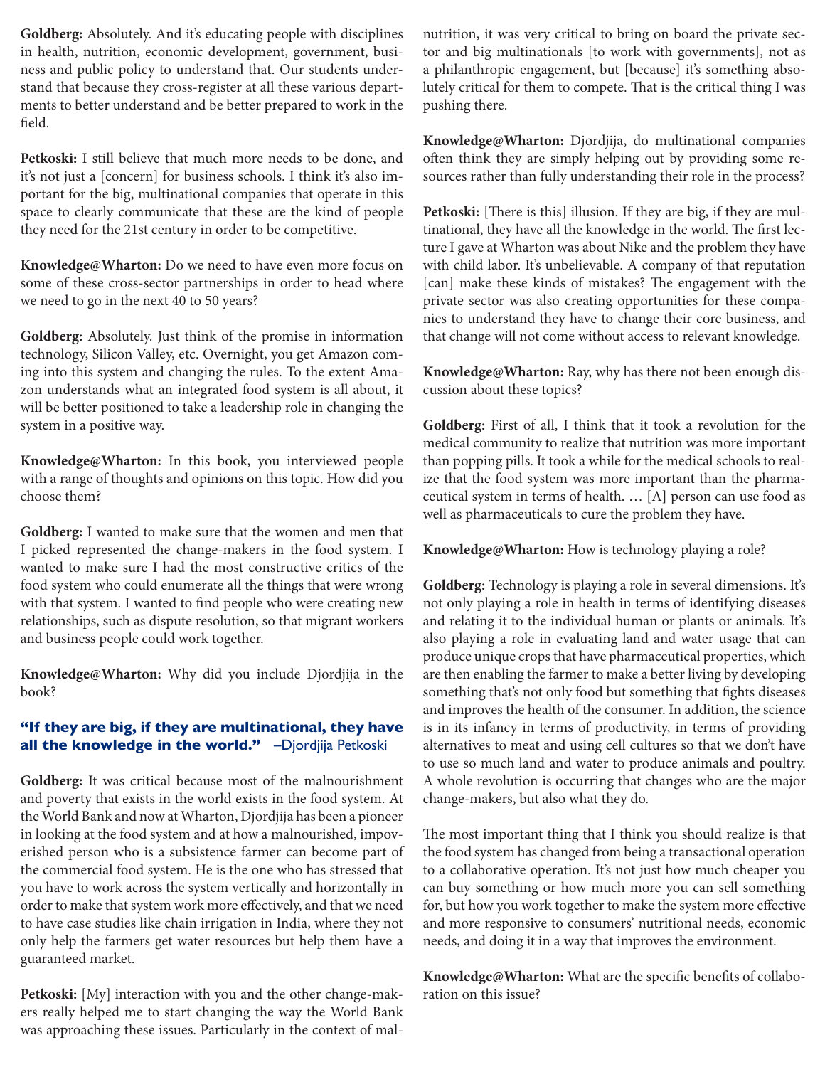**Goldberg:** Absolutely. And it's educating people with disciplines in health, nutrition, economic development, government, business and public policy to understand that. Our students understand that because they cross-register at all these various departments to better understand and be better prepared to work in the field.

**Petkoski:** I still believe that much more needs to be done, and it's not just a [concern] for business schools. I think it's also important for the big, multinational companies that operate in this space to clearly communicate that these are the kind of people they need for the 21st century in order to be competitive.

**Knowledge@Wharton:** Do we need to have even more focus on some of these cross-sector partnerships in order to head where we need to go in the next 40 to 50 years?

**Goldberg:** Absolutely. Just think of the promise in information technology, Silicon Valley, etc. Overnight, you get Amazon coming into this system and changing the rules. To the extent Amazon understands what an integrated food system is all about, it will be better positioned to take a leadership role in changing the system in a positive way.

**Knowledge@Wharton:** In this book, you interviewed people with a range of thoughts and opinions on this topic. How did you choose them?

**Goldberg:** I wanted to make sure that the women and men that I picked represented the change-makers in the food system. I wanted to make sure I had the most constructive critics of the food system who could enumerate all the things that were wrong with that system. I wanted to find people who were creating new relationships, such as dispute resolution, so that migrant workers and business people could work together.

**Knowledge@Wharton:** Why did you include Djordjija in the book?

**"If they are big, if they are multinational, they have all the knowledge in the world."** –Djordjija Petkoski

**Goldberg:** It was critical because most of the malnourishment and poverty that exists in the world exists in the food system. At the World Bank and now at Wharton, Djordjija has been a pioneer in looking at the food system and at how a malnourished, impoverished person who is a subsistence farmer can become part of the commercial food system. He is the one who has stressed that you have to work across the system vertically and horizontally in order to make that system work more effectively, and that we need to have case studies like chain irrigation in India, where they not only help the farmers get water resources but help them have a guaranteed market.

**Petkoski:** [My] interaction with you and the other change-makers really helped me to start changing the way the World Bank was approaching these issues. Particularly in the context of malnutrition, it was very critical to bring on board the private sector and big multinationals [to work with governments], not as a philanthropic engagement, but [because] it's something absolutely critical for them to compete. That is the critical thing I was pushing there.

**Knowledge@Wharton:** Djordjija, do multinational companies often think they are simply helping out by providing some resources rather than fully understanding their role in the process?

**Petkoski:** [There is this] illusion. If they are big, if they are multinational, they have all the knowledge in the world. The first lecture I gave at Wharton was about Nike and the problem they have with child labor. It's unbelievable. A company of that reputation [can] make these kinds of mistakes? The engagement with the private sector was also creating opportunities for these companies to understand they have to change their core business, and that change will not come without access to relevant knowledge.

**Knowledge@Wharton:** Ray, why has there not been enough discussion about these topics?

**Goldberg:** First of all, I think that it took a revolution for the medical community to realize that nutrition was more important than popping pills. It took a while for the medical schools to realize that the food system was more important than the pharmaceutical system in terms of health. … [A] person can use food as well as pharmaceuticals to cure the problem they have.

**Knowledge@Wharton:** How is technology playing a role?

**Goldberg:** Technology is playing a role in several dimensions. It's not only playing a role in health in terms of identifying diseases and relating it to the individual human or plants or animals. It's also playing a role in evaluating land and water usage that can produce unique crops that have pharmaceutical properties, which are then enabling the farmer to make a better living by developing something that's not only food but something that fights diseases and improves the health of the consumer. In addition, the science is in its infancy in terms of productivity, in terms of providing alternatives to meat and using cell cultures so that we don't have to use so much land and water to produce animals and poultry. A whole revolution is occurring that changes who are the major change-makers, but also what they do.

The most important thing that I think you should realize is that the food system has changed from being a transactional operation to a collaborative operation. It's not just how much cheaper you can buy something or how much more you can sell something for, but how you work together to make the system more effective and more responsive to consumers' nutritional needs, economic needs, and doing it in a way that improves the environment.

**Knowledge@Wharton:** What are the specific benefits of collaboration on this issue?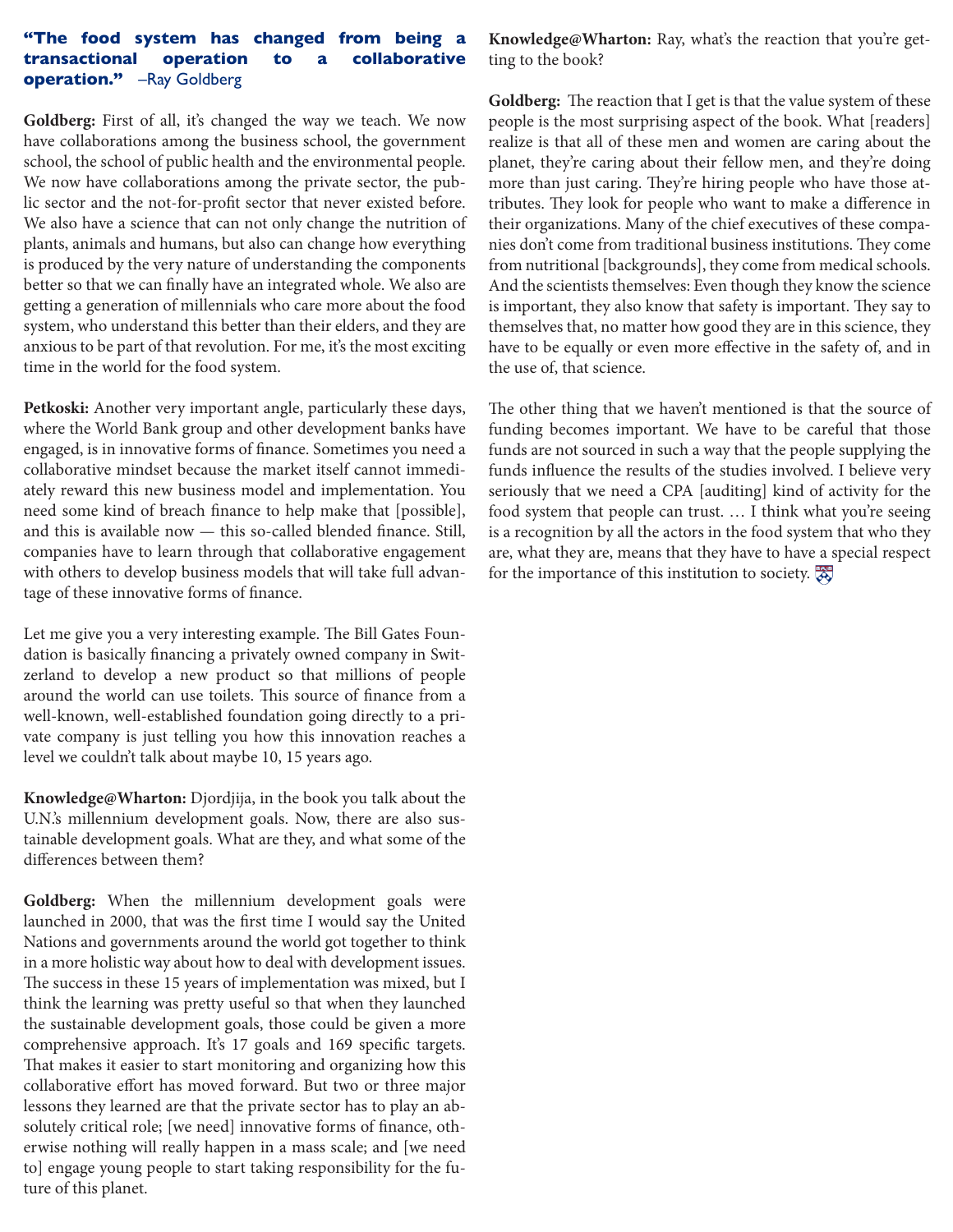**"The food system has changed from being a transactional operation to a collaborative operation."** –Ray Goldberg

**Goldberg:** First of all, it's changed the way we teach. We now have collaborations among the business school, the government school, the school of public health and the environmental people. We now have collaborations among the private sector, the public sector and the not-for-profit sector that never existed before. We also have a science that can not only change the nutrition of plants, animals and humans, but also can change how everything is produced by the very nature of understanding the components better so that we can finally have an integrated whole. We also are getting a generation of millennials who care more about the food system, who understand this better than their elders, and they are anxious to be part of that revolution. For me, it's the most exciting time in the world for the food system.

**Petkoski:** Another very important angle, particularly these days, where the World Bank group and other development banks have engaged, is in innovative forms of finance. Sometimes you need a collaborative mindset because the market itself cannot immediately reward this new business model and implementation. You need some kind of breach finance to help make that [possible], and this is available now — this so-called blended finance. Still, companies have to learn through that collaborative engagement with others to develop business models that will take full advantage of these innovative forms of finance.

Let me give you a very interesting example. The Bill Gates Foundation is basically financing a privately owned company in Switzerland to develop a new product so that millions of people around the world can use toilets. This source of finance from a well-known, well-established foundation going directly to a private company is just telling you how this innovation reaches a level we couldn't talk about maybe 10, 15 years ago.

**Knowledge@Wharton:** Djordjija, in the book you talk about the U.N.'s millennium development goals. Now, there are also sustainable development goals. What are they, and what some of the differences between them?

**Goldberg:** When the millennium development goals were launched in 2000, that was the first time I would say the United Nations and governments around the world got together to think in a more holistic way about how to deal with development issues. The success in these 15 years of implementation was mixed, but I think the learning was pretty useful so that when they launched the sustainable development goals, those could be given a more comprehensive approach. It's 17 goals and 169 specific targets. That makes it easier to start monitoring and organizing how this collaborative effort has moved forward. But two or three major lessons they learned are that the private sector has to play an absolutely critical role; [we need] innovative forms of finance, otherwise nothing will really happen in a mass scale; and [we need to] engage young people to start taking responsibility for the future of this planet.

**Knowledge@Wharton:** Ray, what's the reaction that you're getting to the book?

**Goldberg:** The reaction that I get is that the value system of these people is the most surprising aspect of the book. What [readers] realize is that all of these men and women are caring about the planet, they're caring about their fellow men, and they're doing more than just caring. They're hiring people who have those attributes. They look for people who want to make a difference in their organizations. Many of the chief executives of these companies don't come from traditional business institutions. They come from nutritional [backgrounds], they come from medical schools. And the scientists themselves: Even though they know the science is important, they also know that safety is important. They say to themselves that, no matter how good they are in this science, they have to be equally or even more effective in the safety of, and in the use of, that science.

The other thing that we haven't mentioned is that the source of funding becomes important. We have to be careful that those funds are not sourced in such a way that the people supplying the funds influence the results of the studies involved. I believe very seriously that we need a CPA [auditing] kind of activity for the food system that people can trust. … I think what you're seeing is a recognition by all the actors in the food system that who they are, what they are, means that they have to have a special respect for the importance of this institution to society.